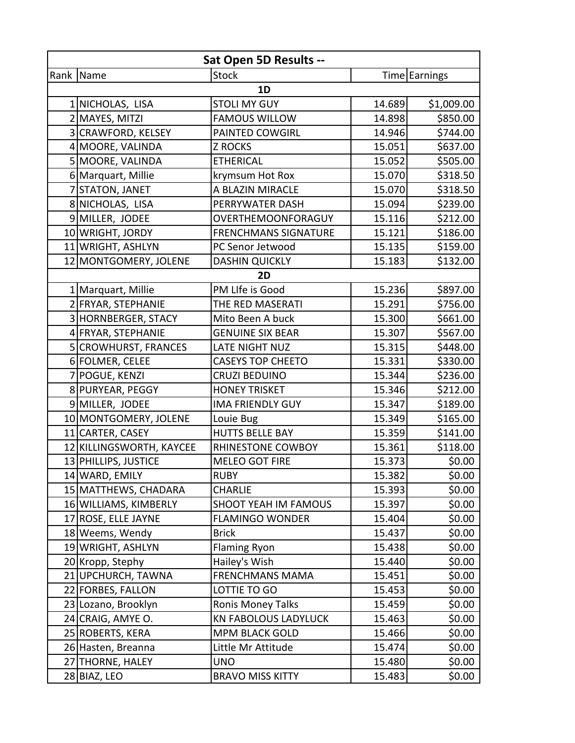| Sat Open 5D Results -- | | | | |
|---|---|---|---|---|
| Rank | Name | Stock | Time | Earnings |
| | | 1D | | |
| 1 | NICHOLAS, LISA | STOLI MY GUY | 14.689 | $1,009.00 |
| 2 | MAYES, MITZI | FAMOUS WILLOW | 14.898 | $850.00 |
| 3 | CRAWFORD, KELSEY | PAINTED COWGIRL | 14.946 | $744.00 |
| 4 | MOORE, VALINDA | Z ROCKS | 15.051 | $637.00 |
| 5 | MOORE, VALINDA | ETHERICAL | 15.052 | $505.00 |
| 6 | Marquart, Millie | krymsum Hot Rox | 15.070 | $318.50 |
| 7 | STATON, JANET | A BLAZIN MIRACLE | 15.070 | $318.50 |
| 8 | NICHOLAS, LISA | PERRYWATER DASH | 15.094 | $239.00 |
| 9 | MILLER, JODEE | OVERTHEMOONFORAGUY | 15.116 | $212.00 |
| 10 | WRIGHT, JORDY | FRENCHMANS SIGNATURE | 15.121 | $186.00 |
| 11 | WRIGHT, ASHLYN | PC Senor Jetwood | 15.135 | $159.00 |
| 12 | MONTGOMERY, JOLENE | DASHIN QUICKLY | 15.183 | $132.00 |
| | | 2D | | |
| 1 | Marquart, Millie | PM LIfe is Good | 15.236 | $897.00 |
| 2 | FRYAR, STEPHANIE | THE RED MASERATI | 15.291 | $756.00 |
| 3 | HORNBERGER, STACY | Mito Been A buck | 15.300 | $661.00 |
| 4 | FRYAR, STEPHANIE | GENUINE SIX BEAR | 15.307 | $567.00 |
| 5 | CROWHURST, FRANCES | LATE NIGHT NUZ | 15.315 | $448.00 |
| 6 | FOLMER, CELEE | CASEYS TOP CHEETO | 15.331 | $330.00 |
| 7 | POGUE, KENZI | CRUZI BEDUINO | 15.344 | $236.00 |
| 8 | PURYEAR, PEGGY | HONEY TRISKET | 15.346 | $212.00 |
| 9 | MILLER, JODEE | IMA FRIENDLY GUY | 15.347 | $189.00 |
| 10 | MONTGOMERY, JOLENE | Louie Bug | 15.349 | $165.00 |
| 11 | CARTER, CASEY | HUTTS BELLE BAY | 15.359 | $141.00 |
| 12 | KILLINGSWORTH, KAYCEE | RHINESTONE COWBOY | 15.361 | $118.00 |
| 13 | PHILLIPS, JUSTICE | MELEO GOT FIRE | 15.373 | $0.00 |
| 14 | WARD, EMILY | RUBY | 15.382 | $0.00 |
| 15 | MATTHEWS, CHADARA | CHARLIE | 15.393 | $0.00 |
| 16 | WILLIAMS, KIMBERLY | SHOOT YEAH IM FAMOUS | 15.397 | $0.00 |
| 17 | ROSE, ELLE JAYNE | FLAMINGO WONDER | 15.404 | $0.00 |
| 18 | Weems, Wendy | Brick | 15.437 | $0.00 |
| 19 | WRIGHT, ASHLYN | Flaming Ryon | 15.438 | $0.00 |
| 20 | Kropp, Stephy | Hailey's Wish | 15.440 | $0.00 |
| 21 | UPCHURCH, TAWNA | FRENCHMANS MAMA | 15.451 | $0.00 |
| 22 | FORBES, FALLON | LOTTIE TO GO | 15.453 | $0.00 |
| 23 | Lozano, Brooklyn | Ronis Money Talks | 15.459 | $0.00 |
| 24 | CRAIG, AMYE O. | KN FABOLOUS LADYLUCK | 15.463 | $0.00 |
| 25 | ROBERTS, KERA | MPM BLACK GOLD | 15.466 | $0.00 |
| 26 | Hasten, Breanna | Little Mr Attitude | 15.474 | $0.00 |
| 27 | THORNE, HALEY | UNO | 15.480 | $0.00 |
| 28 | BIAZ, LEO | BRAVO MISS KITTY | 15.483 | $0.00 |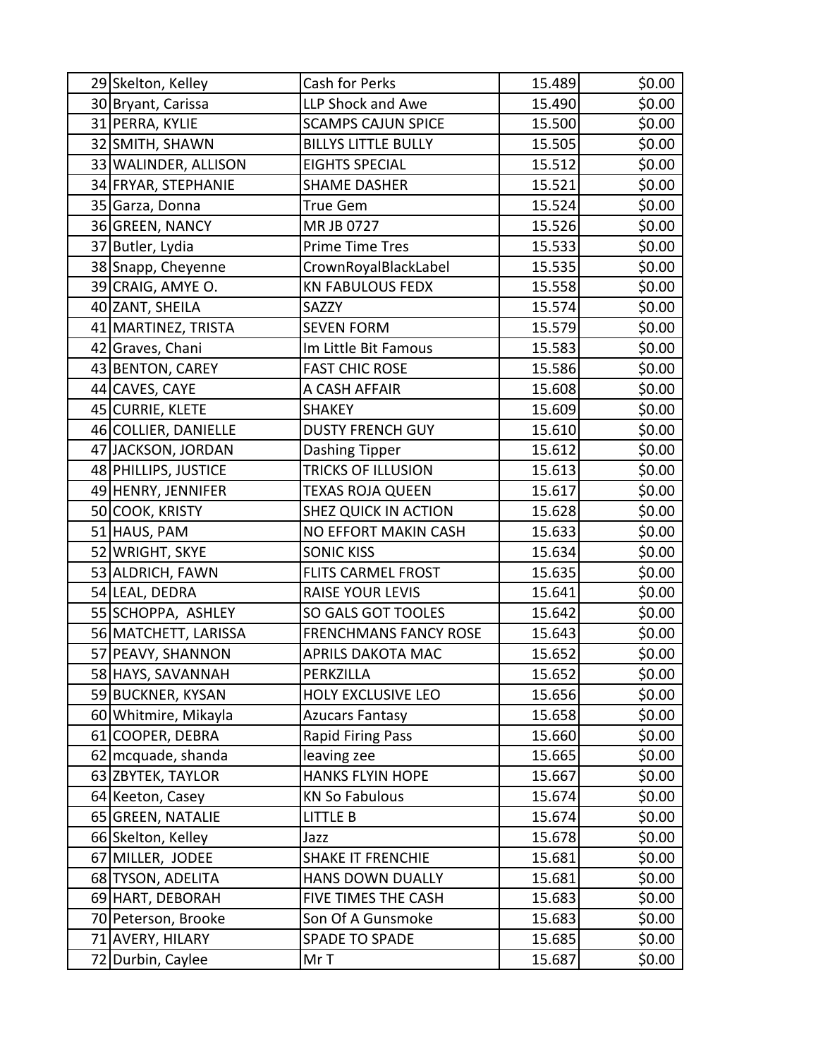| | | | | |
|---|---|---|---|---|
| 29 | Skelton, Kelley | Cash for Perks | 15.489 | $0.00 |
| 30 | Bryant, Carissa | LLP Shock and Awe | 15.490 | $0.00 |
| 31 | PERRA, KYLIE | SCAMPS CAJUN SPICE | 15.500 | $0.00 |
| 32 | SMITH, SHAWN | BILLYS LITTLE BULLY | 15.505 | $0.00 |
| 33 | WALINDER, ALLISON | EIGHTS SPECIAL | 15.512 | $0.00 |
| 34 | FRYAR, STEPHANIE | SHAME DASHER | 15.521 | $0.00 |
| 35 | Garza, Donna | True Gem | 15.524 | $0.00 |
| 36 | GREEN, NANCY | MR JB 0727 | 15.526 | $0.00 |
| 37 | Butler, Lydia | Prime Time Tres | 15.533 | $0.00 |
| 38 | Snapp, Cheyenne | CrownRoyalBlackLabel | 15.535 | $0.00 |
| 39 | CRAIG, AMYE O. | KN FABULOUS FEDX | 15.558 | $0.00 |
| 40 | ZANT, SHEILA | SAZZY | 15.574 | $0.00 |
| 41 | MARTINEZ, TRISTA | SEVEN FORM | 15.579 | $0.00 |
| 42 | Graves, Chani | Im Little Bit Famous | 15.583 | $0.00 |
| 43 | BENTON, CAREY | FAST CHIC ROSE | 15.586 | $0.00 |
| 44 | CAVES, CAYE | A CASH AFFAIR | 15.608 | $0.00 |
| 45 | CURRIE, KLETE | SHAKEY | 15.609 | $0.00 |
| 46 | COLLIER, DANIELLE | DUSTY FRENCH GUY | 15.610 | $0.00 |
| 47 | JACKSON, JORDAN | Dashing Tipper | 15.612 | $0.00 |
| 48 | PHILLIPS, JUSTICE | TRICKS OF ILLUSION | 15.613 | $0.00 |
| 49 | HENRY, JENNIFER | TEXAS ROJA QUEEN | 15.617 | $0.00 |
| 50 | COOK, KRISTY | SHEZ QUICK IN ACTION | 15.628 | $0.00 |
| 51 | HAUS, PAM | NO EFFORT MAKIN CASH | 15.633 | $0.00 |
| 52 | WRIGHT, SKYE | SONIC KISS | 15.634 | $0.00 |
| 53 | ALDRICH, FAWN | FLITS CARMEL FROST | 15.635 | $0.00 |
| 54 | LEAL, DEDRA | RAISE YOUR LEVIS | 15.641 | $0.00 |
| 55 | SCHOPPA, ASHLEY | SO GALS GOT TOOLES | 15.642 | $0.00 |
| 56 | MATCHETT, LARISSA | FRENCHMANS FANCY ROSE | 15.643 | $0.00 |
| 57 | PEAVY, SHANNON | APRILS DAKOTA MAC | 15.652 | $0.00 |
| 58 | HAYS, SAVANNAH | PERKZILLA | 15.652 | $0.00 |
| 59 | BUCKNER, KYSAN | HOLY EXCLUSIVE LEO | 15.656 | $0.00 |
| 60 | Whitmire, Mikayla | Azucars Fantasy | 15.658 | $0.00 |
| 61 | COOPER, DEBRA | Rapid Firing Pass | 15.660 | $0.00 |
| 62 | mcquade, shanda | leaving zee | 15.665 | $0.00 |
| 63 | ZBYTEK, TAYLOR | HANKS FLYIN HOPE | 15.667 | $0.00 |
| 64 | Keeton, Casey | KN So Fabulous | 15.674 | $0.00 |
| 65 | GREEN, NATALIE | LITTLE B | 15.674 | $0.00 |
| 66 | Skelton, Kelley | Jazz | 15.678 | $0.00 |
| 67 | MILLER, JODEE | SHAKE IT FRENCHIE | 15.681 | $0.00 |
| 68 | TYSON, ADELITA | HANS DOWN DUALLY | 15.681 | $0.00 |
| 69 | HART, DEBORAH | FIVE TIMES THE CASH | 15.683 | $0.00 |
| 70 | Peterson, Brooke | Son Of A Gunsmoke | 15.683 | $0.00 |
| 71 | AVERY, HILARY | SPADE TO SPADE | 15.685 | $0.00 |
| 72 | Durbin, Caylee | Mr T | 15.687 | $0.00 |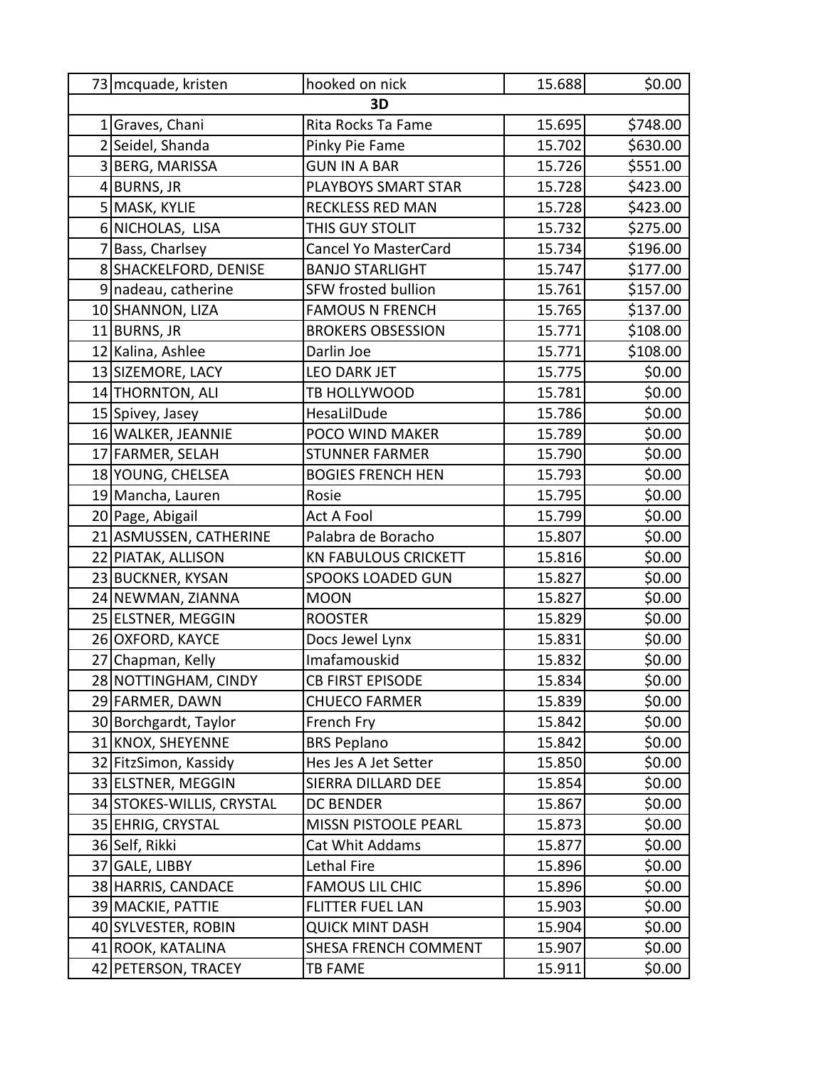| | | | |
|---|---|---|---|
| 73 | mcquade, kristen | hooked on nick | 15.688 | $0.00 |
| **3D** | | | | |
| 1 | Graves, Chani | Rita Rocks Ta Fame | 15.695 | $748.00 |
| 2 | Seidel, Shanda | Pinky Pie Fame | 15.702 | $630.00 |
| 3 | BERG, MARISSA | GUN IN A BAR | 15.726 | $551.00 |
| 4 | BURNS, JR | PLAYBOYS SMART STAR | 15.728 | $423.00 |
| 5 | MASK, KYLIE | RECKLESS RED MAN | 15.728 | $423.00 |
| 6 | NICHOLAS, LISA | THIS GUY STOLIT | 15.732 | $275.00 |
| 7 | Bass, Charlsey | Cancel Yo MasterCard | 15.734 | $196.00 |
| 8 | SHACKELFORD, DENISE | BANJO STARLIGHT | 15.747 | $177.00 |
| 9 | nadeau, catherine | SFW frosted bullion | 15.761 | $157.00 |
| 10 | SHANNON, LIZA | FAMOUS N FRENCH | 15.765 | $137.00 |
| 11 | BURNS, JR | BROKERS OBSESSION | 15.771 | $108.00 |
| 12 | Kalina, Ashlee | Darlin Joe | 15.771 | $108.00 |
| 13 | SIZEMORE, LACY | LEO DARK JET | 15.775 | $0.00 |
| 14 | THORNTON, ALI | TB HOLLYWOOD | 15.781 | $0.00 |
| 15 | Spivey, Jasey | HesaLilDude | 15.786 | $0.00 |
| 16 | WALKER, JEANNIE | POCO WIND MAKER | 15.789 | $0.00 |
| 17 | FARMER, SELAH | STUNNER FARMER | 15.790 | $0.00 |
| 18 | YOUNG, CHELSEA | BOGIES FRENCH HEN | 15.793 | $0.00 |
| 19 | Mancha, Lauren | Rosie | 15.795 | $0.00 |
| 20 | Page, Abigail | Act A Fool | 15.799 | $0.00 |
| 21 | ASMUSSEN, CATHERINE | Palabra de Boracho | 15.807 | $0.00 |
| 22 | PIATAK, ALLISON | KN FABULOUS CRICKETT | 15.816 | $0.00 |
| 23 | BUCKNER, KYSAN | SPOOKS LOADED GUN | 15.827 | $0.00 |
| 24 | NEWMAN, ZIANNA | MOON | 15.827 | $0.00 |
| 25 | ELSTNER, MEGGIN | ROOSTER | 15.829 | $0.00 |
| 26 | OXFORD, KAYCE | Docs Jewel Lynx | 15.831 | $0.00 |
| 27 | Chapman, Kelly | Imafamouskid | 15.832 | $0.00 |
| 28 | NOTTINGHAM, CINDY | CB FIRST EPISODE | 15.834 | $0.00 |
| 29 | FARMER, DAWN | CHUECO FARMER | 15.839 | $0.00 |
| 30 | Borchgardt, Taylor | French Fry | 15.842 | $0.00 |
| 31 | KNOX, SHEYENNE | BRS Peplano | 15.842 | $0.00 |
| 32 | FitzSimon, Kassidy | Hes Jes A Jet Setter | 15.850 | $0.00 |
| 33 | ELSTNER, MEGGIN | SIERRA DILLARD DEE | 15.854 | $0.00 |
| 34 | STOKES-WILLIS, CRYSTAL | DC BENDER | 15.867 | $0.00 |
| 35 | EHRIG, CRYSTAL | MISSN PISTOOLE PEARL | 15.873 | $0.00 |
| 36 | Self, Rikki | Cat Whit Addams | 15.877 | $0.00 |
| 37 | GALE, LIBBY | Lethal Fire | 15.896 | $0.00 |
| 38 | HARRIS, CANDACE | FAMOUS LIL CHIC | 15.896 | $0.00 |
| 39 | MACKIE, PATTIE | FLITTER FUEL LAN | 15.903 | $0.00 |
| 40 | SYLVESTER, ROBIN | QUICK MINT DASH | 15.904 | $0.00 |
| 41 | ROOK, KATALINA | SHESA FRENCH COMMENT | 15.907 | $0.00 |
| 42 | PETERSON, TRACEY | TB FAME | 15.911 | $0.00 |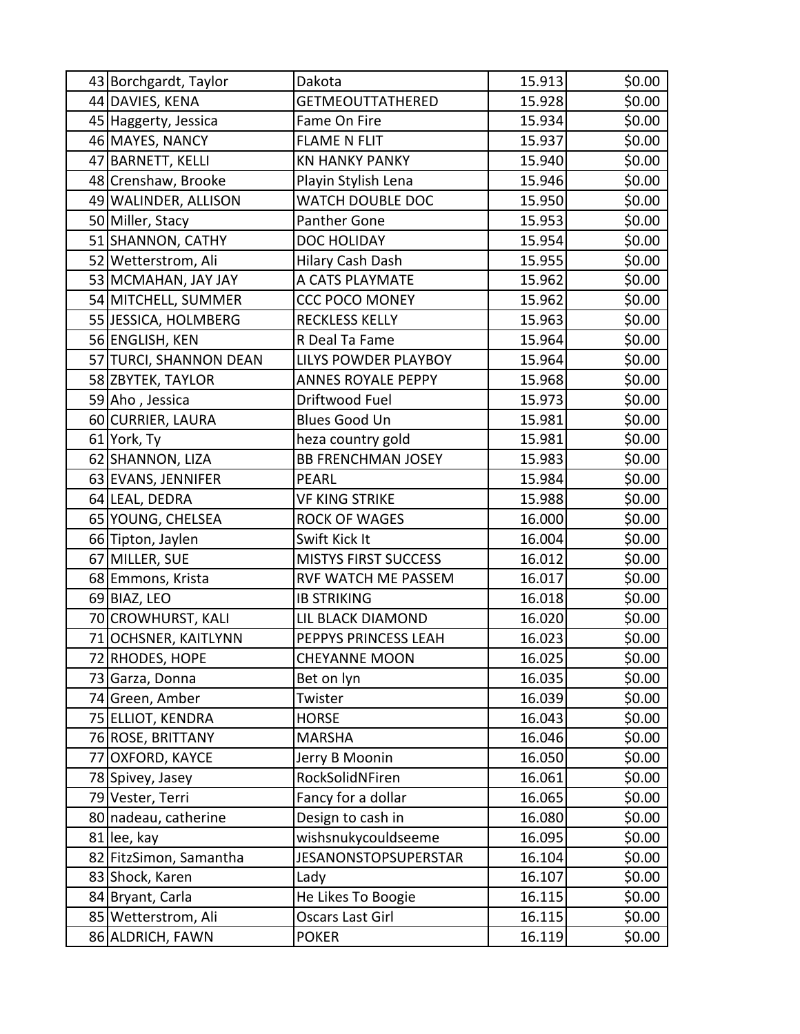| | | | | |
|---|---|---|---|---|
| 43 | Borchgardt, Taylor | Dakota | 15.913 | $0.00 |
| 44 | DAVIES, KENA | GETMEOUTTATHERED | 15.928 | $0.00 |
| 45 | Haggerty, Jessica | Fame On Fire | 15.934 | $0.00 |
| 46 | MAYES, NANCY | FLAME N FLIT | 15.937 | $0.00 |
| 47 | BARNETT, KELLI | KN HANKY PANKY | 15.940 | $0.00 |
| 48 | Crenshaw, Brooke | Playin Stylish Lena | 15.946 | $0.00 |
| 49 | WALINDER, ALLISON | WATCH DOUBLE DOC | 15.950 | $0.00 |
| 50 | Miller, Stacy | Panther Gone | 15.953 | $0.00 |
| 51 | SHANNON, CATHY | DOC HOLIDAY | 15.954 | $0.00 |
| 52 | Wetterstrom, Ali | Hilary Cash Dash | 15.955 | $0.00 |
| 53 | MCMAHAN, JAY JAY | A CATS PLAYMATE | 15.962 | $0.00 |
| 54 | MITCHELL, SUMMER | CCC POCO MONEY | 15.962 | $0.00 |
| 55 | JESSICA, HOLMBERG | RECKLESS KELLY | 15.963 | $0.00 |
| 56 | ENGLISH, KEN | R Deal Ta Fame | 15.964 | $0.00 |
| 57 | TURCI, SHANNON DEAN | LILYS POWDER PLAYBOY | 15.964 | $0.00 |
| 58 | ZBYTEK, TAYLOR | ANNES ROYALE PEPPY | 15.968 | $0.00 |
| 59 | Aho , Jessica | Driftwood Fuel | 15.973 | $0.00 |
| 60 | CURRIER, LAURA | Blues Good Un | 15.981 | $0.00 |
| 61 | York, Ty | heza country gold | 15.981 | $0.00 |
| 62 | SHANNON, LIZA | BB FRENCHMAN JOSEY | 15.983 | $0.00 |
| 63 | EVANS, JENNIFER | PEARL | 15.984 | $0.00 |
| 64 | LEAL, DEDRA | VF KING STRIKE | 15.988 | $0.00 |
| 65 | YOUNG, CHELSEA | ROCK OF WAGES | 16.000 | $0.00 |
| 66 | Tipton, Jaylen | Swift Kick It | 16.004 | $0.00 |
| 67 | MILLER, SUE | MISTYS FIRST SUCCESS | 16.012 | $0.00 |
| 68 | Emmons, Krista | RVF WATCH ME PASSEM | 16.017 | $0.00 |
| 69 | BIAZ, LEO | IB STRIKING | 16.018 | $0.00 |
| 70 | CROWHURST, KALI | LIL BLACK DIAMOND | 16.020 | $0.00 |
| 71 | OCHSNER, KAITLYNN | PEPPYS PRINCESS LEAH | 16.023 | $0.00 |
| 72 | RHODES, HOPE | CHEYANNE MOON | 16.025 | $0.00 |
| 73 | Garza, Donna | Bet on lyn | 16.035 | $0.00 |
| 74 | Green, Amber | Twister | 16.039 | $0.00 |
| 75 | ELLIOT, KENDRA | HORSE | 16.043 | $0.00 |
| 76 | ROSE, BRITTANY | MARSHA | 16.046 | $0.00 |
| 77 | OXFORD, KAYCE | Jerry B Moonin | 16.050 | $0.00 |
| 78 | Spivey, Jasey | RockSolidNFiren | 16.061 | $0.00 |
| 79 | Vester, Terri | Fancy for a dollar | 16.065 | $0.00 |
| 80 | nadeau, catherine | Design to cash in | 16.080 | $0.00 |
| 81 | lee, kay | wishsnukycouldseeme | 16.095 | $0.00 |
| 82 | FitzSimon, Samantha | JESANONSTOPSUPERSTAR | 16.104 | $0.00 |
| 83 | Shock, Karen | Lady | 16.107 | $0.00 |
| 84 | Bryant, Carla | He Likes To Boogie | 16.115 | $0.00 |
| 85 | Wetterstrom, Ali | Oscars Last Girl | 16.115 | $0.00 |
| 86 | ALDRICH, FAWN | POKER | 16.119 | $0.00 |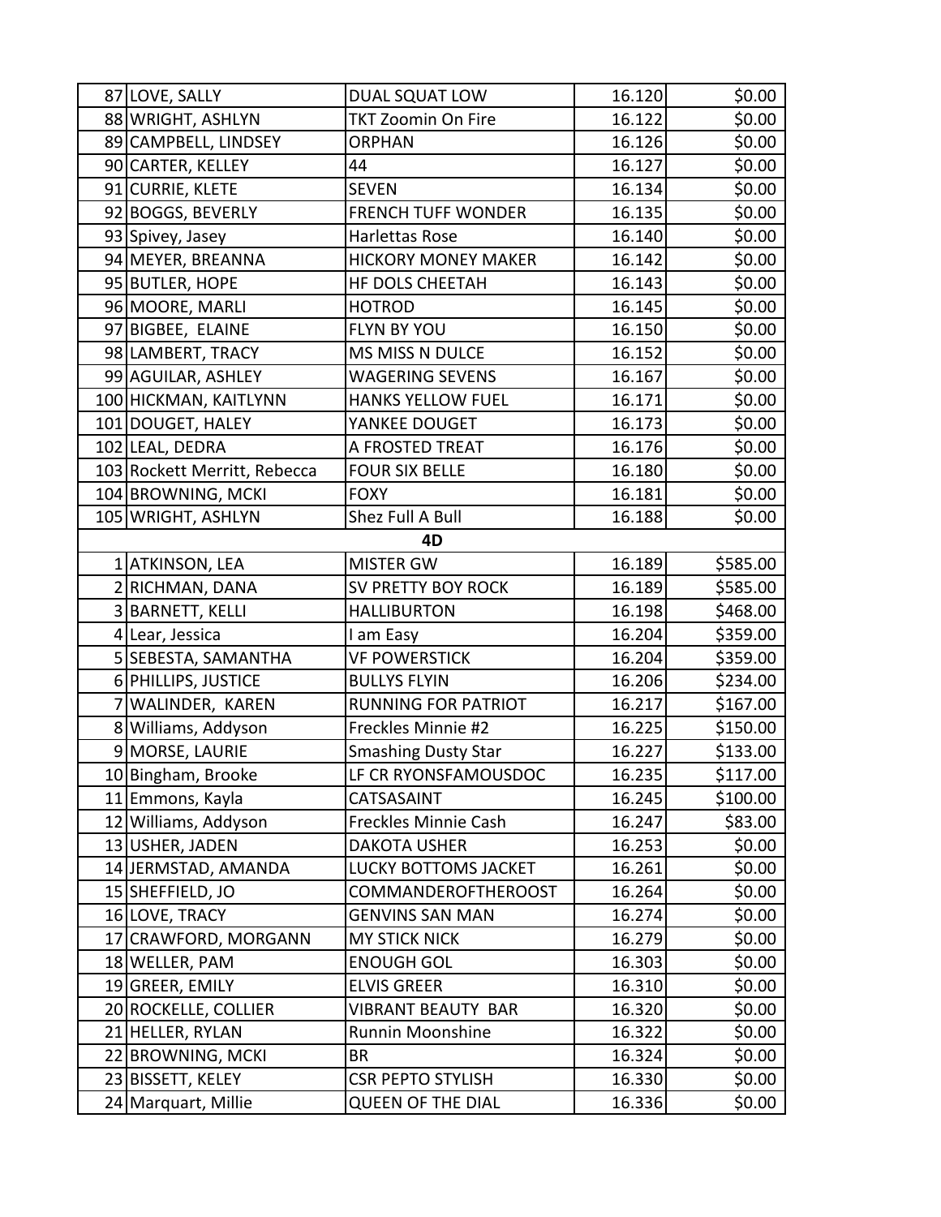| | | | | |
|---|---|---|---|---|
| 87 | LOVE, SALLY | DUAL SQUAT LOW | 16.120 | $0.00 |
| 88 | WRIGHT, ASHLYN | TKT Zoomin On Fire | 16.122 | $0.00 |
| 89 | CAMPBELL, LINDSEY | ORPHAN | 16.126 | $0.00 |
| 90 | CARTER, KELLEY | 44 | 16.127 | $0.00 |
| 91 | CURRIE, KLETE | SEVEN | 16.134 | $0.00 |
| 92 | BOGGS, BEVERLY | FRENCH TUFF WONDER | 16.135 | $0.00 |
| 93 | Spivey, Jasey | Harlettas Rose | 16.140 | $0.00 |
| 94 | MEYER, BREANNA | HICKORY MONEY MAKER | 16.142 | $0.00 |
| 95 | BUTLER, HOPE | HF DOLS CHEETAH | 16.143 | $0.00 |
| 96 | MOORE, MARLI | HOTROD | 16.145 | $0.00 |
| 97 | BIGBEE, ELAINE | FLYN BY YOU | 16.150 | $0.00 |
| 98 | LAMBERT, TRACY | MS MISS N DULCE | 16.152 | $0.00 |
| 99 | AGUILAR, ASHLEY | WAGERING SEVENS | 16.167 | $0.00 |
| 100 | HICKMAN, KAITLYNN | HANKS YELLOW FUEL | 16.171 | $0.00 |
| 101 | DOUGET, HALEY | YANKEE DOUGET | 16.173 | $0.00 |
| 102 | LEAL, DEDRA | A FROSTED TREAT | 16.176 | $0.00 |
| 103 | Rockett Merritt, Rebecca | FOUR SIX BELLE | 16.180 | $0.00 |
| 104 | BROWNING, MCKI | FOXY | 16.181 | $0.00 |
| 105 | WRIGHT, ASHLYN | Shez Full A Bull | 16.188 | $0.00 |
| | | **4D** | | |
| 1 | ATKINSON, LEA | MISTER GW | 16.189 | $585.00 |
| 2 | RICHMAN, DANA | SV PRETTY BOY ROCK | 16.189 | $585.00 |
| 3 | BARNETT, KELLI | HALLIBURTON | 16.198 | $468.00 |
| 4 | Lear, Jessica | I am Easy | 16.204 | $359.00 |
| 5 | SEBESTA, SAMANTHA | VF POWERSTICK | 16.204 | $359.00 |
| 6 | PHILLIPS, JUSTICE | BULLYS FLYIN | 16.206 | $234.00 |
| 7 | WALINDER, KAREN | RUNNING FOR PATRIOT | 16.217 | $167.00 |
| 8 | Williams, Addyson | Freckles Minnie #2 | 16.225 | $150.00 |
| 9 | MORSE, LAURIE | Smashing Dusty Star | 16.227 | $133.00 |
| 10 | Bingham, Brooke | LF CR RYONSFAMOUSDOC | 16.235 | $117.00 |
| 11 | Emmons, Kayla | CATSASAINT | 16.245 | $100.00 |
| 12 | Williams, Addyson | Freckles Minnie Cash | 16.247 | $83.00 |
| 13 | USHER, JADEN | DAKOTA USHER | 16.253 | $0.00 |
| 14 | JERMSTAD, AMANDA | LUCKY BOTTOMS JACKET | 16.261 | $0.00 |
| 15 | SHEFFIELD, JO | COMMANDEROFTHEROOST | 16.264 | $0.00 |
| 16 | LOVE, TRACY | GENVINS SAN MAN | 16.274 | $0.00 |
| 17 | CRAWFORD, MORGANN | MY STICK NICK | 16.279 | $0.00 |
| 18 | WELLER, PAM | ENOUGH GOL | 16.303 | $0.00 |
| 19 | GREER, EMILY | ELVIS GREER | 16.310 | $0.00 |
| 20 | ROCKELLE, COLLIER | VIBRANT BEAUTY BAR | 16.320 | $0.00 |
| 21 | HELLER, RYLAN | Runnin Moonshine | 16.322 | $0.00 |
| 22 | BROWNING, MCKI | BR | 16.324 | $0.00 |
| 23 | BISSETT, KELEY | CSR PEPTO STYLISH | 16.330 | $0.00 |
| 24 | Marquart, Millie | QUEEN OF THE DIAL | 16.336 | $0.00 |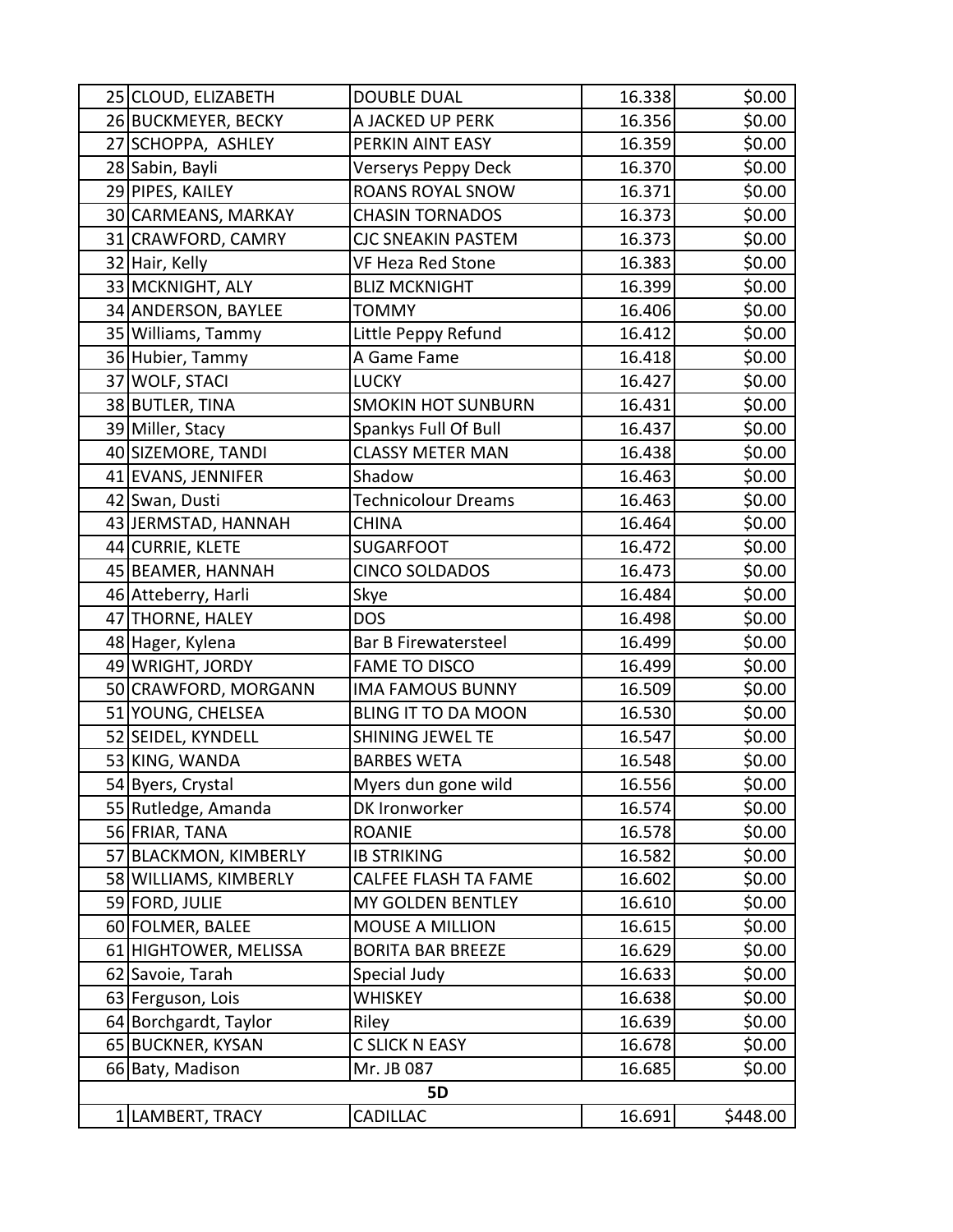| | | | | |
|---|---|---|---|---|
| 25 | CLOUD, ELIZABETH | DOUBLE DUAL | 16.338 | $0.00 |
| 26 | BUCKMEYER, BECKY | A JACKED UP PERK | 16.356 | $0.00 |
| 27 | SCHOPPA, ASHLEY | PERKIN AINT EASY | 16.359 | $0.00 |
| 28 | Sabin, Bayli | Verserys Peppy Deck | 16.370 | $0.00 |
| 29 | PIPES, KAILEY | ROANS ROYAL SNOW | 16.371 | $0.00 |
| 30 | CARMEANS, MARKAY | CHASIN TORNADOS | 16.373 | $0.00 |
| 31 | CRAWFORD, CAMRY | CJC SNEAKIN PASTEM | 16.373 | $0.00 |
| 32 | Hair, Kelly | VF Heza Red Stone | 16.383 | $0.00 |
| 33 | MCKNIGHT, ALY | BLIZ MCKNIGHT | 16.399 | $0.00 |
| 34 | ANDERSON, BAYLEE | TOMMY | 16.406 | $0.00 |
| 35 | Williams, Tammy | Little Peppy Refund | 16.412 | $0.00 |
| 36 | Hubier, Tammy | A Game Fame | 16.418 | $0.00 |
| 37 | WOLF, STACI | LUCKY | 16.427 | $0.00 |
| 38 | BUTLER, TINA | SMOKIN HOT SUNBURN | 16.431 | $0.00 |
| 39 | Miller, Stacy | Spankys Full Of Bull | 16.437 | $0.00 |
| 40 | SIZEMORE, TANDI | CLASSY METER MAN | 16.438 | $0.00 |
| 41 | EVANS, JENNIFER | Shadow | 16.463 | $0.00 |
| 42 | Swan, Dusti | Technicolour Dreams | 16.463 | $0.00 |
| 43 | JERMSTAD, HANNAH | CHINA | 16.464 | $0.00 |
| 44 | CURRIE, KLETE | SUGARFOOT | 16.472 | $0.00 |
| 45 | BEAMER, HANNAH | CINCO SOLDADOS | 16.473 | $0.00 |
| 46 | Atteberry, Harli | Skye | 16.484 | $0.00 |
| 47 | THORNE, HALEY | DOS | 16.498 | $0.00 |
| 48 | Hager, Kylena | Bar B Firewatersteel | 16.499 | $0.00 |
| 49 | WRIGHT, JORDY | FAME TO DISCO | 16.499 | $0.00 |
| 50 | CRAWFORD, MORGANN | IMA FAMOUS BUNNY | 16.509 | $0.00 |
| 51 | YOUNG, CHELSEA | BLING IT TO DA MOON | 16.530 | $0.00 |
| 52 | SEIDEL, KYNDELL | SHINING JEWEL TE | 16.547 | $0.00 |
| 53 | KING, WANDA | BARBES WETA | 16.548 | $0.00 |
| 54 | Byers, Crystal | Myers dun gone wild | 16.556 | $0.00 |
| 55 | Rutledge, Amanda | DK Ironworker | 16.574 | $0.00 |
| 56 | FRIAR, TANA | ROANIE | 16.578 | $0.00 |
| 57 | BLACKMON, KIMBERLY | IB STRIKING | 16.582 | $0.00 |
| 58 | WILLIAMS, KIMBERLY | CALFEE FLASH TA FAME | 16.602 | $0.00 |
| 59 | FORD, JULIE | MY GOLDEN BENTLEY | 16.610 | $0.00 |
| 60 | FOLMER, BALEE | MOUSE A MILLION | 16.615 | $0.00 |
| 61 | HIGHTOWER, MELISSA | BORITA BAR BREEZE | 16.629 | $0.00 |
| 62 | Savoie, Tarah | Special Judy | 16.633 | $0.00 |
| 63 | Ferguson, Lois | WHISKEY | 16.638 | $0.00 |
| 64 | Borchgardt, Taylor | Riley | 16.639 | $0.00 |
| 65 | BUCKNER, KYSAN | C SLICK N EASY | 16.678 | $0.00 |
| 66 | Baty, Madison | Mr. JB 087 | 16.685 | $0.00 |
| | | **5D** | | |
| 1 | LAMBERT, TRACY | CADILLAC | 16.691 | $448.00 |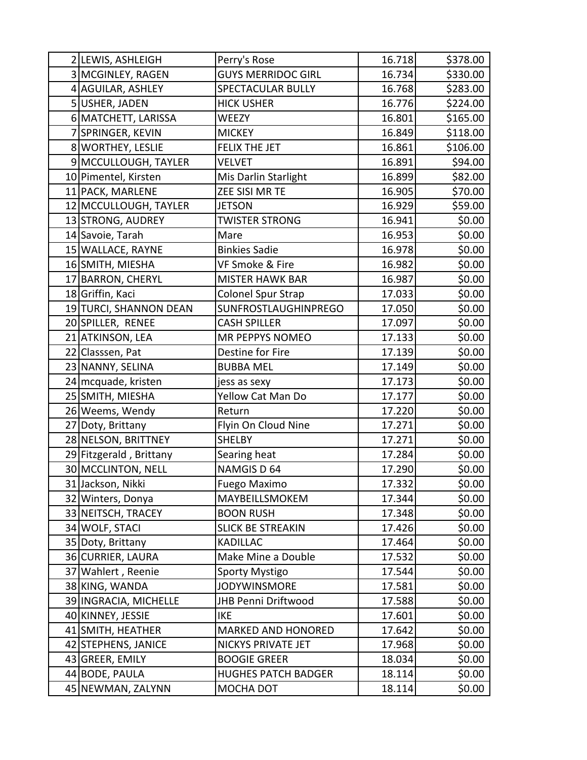| | | | | |
|---|---|---|---|---|
| 2 | LEWIS, ASHLEIGH | Perry's Rose | 16.718 | $378.00 |
| 3 | MCGINLEY, RAGEN | GUYS MERRIDOC GIRL | 16.734 | $330.00 |
| 4 | AGUILAR, ASHLEY | SPECTACULAR BULLY | 16.768 | $283.00 |
| 5 | USHER, JADEN | HICK USHER | 16.776 | $224.00 |
| 6 | MATCHETT, LARISSA | WEEZY | 16.801 | $165.00 |
| 7 | SPRINGER, KEVIN | MICKEY | 16.849 | $118.00 |
| 8 | WORTHEY, LESLIE | FELIX THE JET | 16.861 | $106.00 |
| 9 | MCCULLOUGH, TAYLER | VELVET | 16.891 | $94.00 |
| 10 | Pimentel, Kirsten | Mis Darlin Starlight | 16.899 | $82.00 |
| 11 | PACK, MARLENE | ZEE SISI MR TE | 16.905 | $70.00 |
| 12 | MCCULLOUGH, TAYLER | JETSON | 16.929 | $59.00 |
| 13 | STRONG, AUDREY | TWISTER STRONG | 16.941 | $0.00 |
| 14 | Savoie, Tarah | Mare | 16.953 | $0.00 |
| 15 | WALLACE, RAYNE | Binkies Sadie | 16.978 | $0.00 |
| 16 | SMITH, MIESHA | VF Smoke & Fire | 16.982 | $0.00 |
| 17 | BARRON, CHERYL | MISTER HAWK BAR | 16.987 | $0.00 |
| 18 | Griffin, Kaci | Colonel Spur Strap | 17.033 | $0.00 |
| 19 | TURCI, SHANNON DEAN | SUNFROSTLAUGHINPREGO | 17.050 | $0.00 |
| 20 | SPILLER, RENEE | CASH SPILLER | 17.097 | $0.00 |
| 21 | ATKINSON, LEA | MR PEPPYS NOMEO | 17.133 | $0.00 |
| 22 | Classsen, Pat | Destine for Fire | 17.139 | $0.00 |
| 23 | NANNY, SELINA | BUBBA MEL | 17.149 | $0.00 |
| 24 | mcquade, kristen | jess as sexy | 17.173 | $0.00 |
| 25 | SMITH, MIESHA | Yellow Cat Man Do | 17.177 | $0.00 |
| 26 | Weems, Wendy | Return | 17.220 | $0.00 |
| 27 | Doty, Brittany | Flyin On Cloud Nine | 17.271 | $0.00 |
| 28 | NELSON, BRITTNEY | SHELBY | 17.271 | $0.00 |
| 29 | Fitzgerald , Brittany | Searing heat | 17.284 | $0.00 |
| 30 | MCCLINTON, NELL | NAMGIS D 64 | 17.290 | $0.00 |
| 31 | Jackson, Nikki | Fuego Maximo | 17.332 | $0.00 |
| 32 | Winters, Donya | MAYBEILLSMOKEM | 17.344 | $0.00 |
| 33 | NEITSCH, TRACEY | BOON RUSH | 17.348 | $0.00 |
| 34 | WOLF, STACI | SLICK BE STREAKIN | 17.426 | $0.00 |
| 35 | Doty, Brittany | KADILLAC | 17.464 | $0.00 |
| 36 | CURRIER, LAURA | Make Mine a Double | 17.532 | $0.00 |
| 37 | Wahlert , Reenie | Sporty Mystigo | 17.544 | $0.00 |
| 38 | KING, WANDA | JODYWINSMORE | 17.581 | $0.00 |
| 39 | INGRACIA, MICHELLE | JHB Penni Driftwood | 17.588 | $0.00 |
| 40 | KINNEY, JESSIE | IKE | 17.601 | $0.00 |
| 41 | SMITH, HEATHER | MARKED AND HONORED | 17.642 | $0.00 |
| 42 | STEPHENS, JANICE | NICKYS PRIVATE JET | 17.968 | $0.00 |
| 43 | GREER, EMILY | BOOGIE GREER | 18.034 | $0.00 |
| 44 | BODE, PAULA | HUGHES PATCH BADGER | 18.114 | $0.00 |
| 45 | NEWMAN, ZALYNN | MOCHA DOT | 18.114 | $0.00 |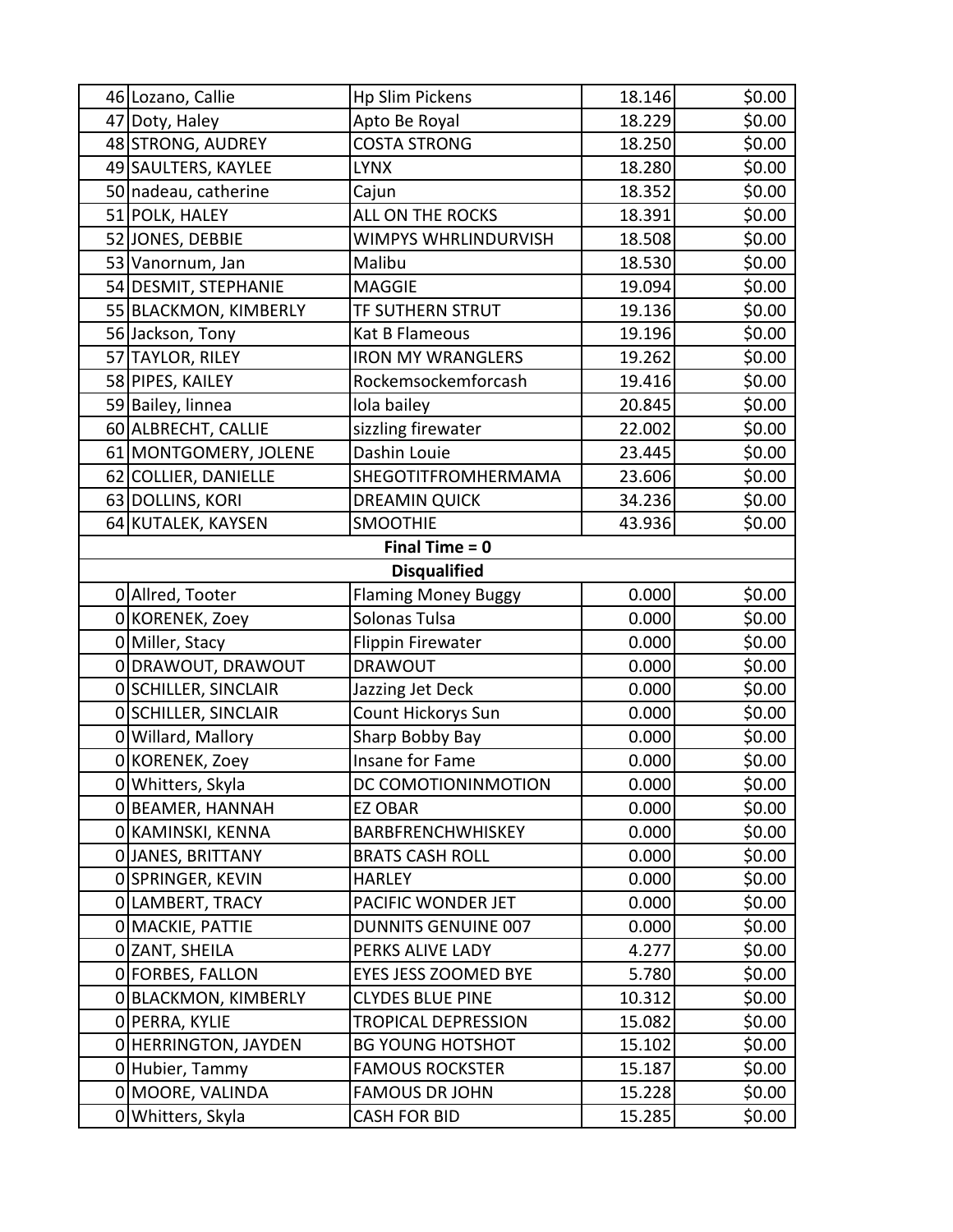| | | | | |
|---|---|---|---|---|
| 46 | Lozano, Callie | Hp Slim Pickens | 18.146 | $0.00 |
| 47 | Doty, Haley | Apto Be Royal | 18.229 | $0.00 |
| 48 | STRONG, AUDREY | COSTA STRONG | 18.250 | $0.00 |
| 49 | SAULTERS, KAYLEE | LYNX | 18.280 | $0.00 |
| 50 | nadeau, catherine | Cajun | 18.352 | $0.00 |
| 51 | POLK, HALEY | ALL ON THE ROCKS | 18.391 | $0.00 |
| 52 | JONES, DEBBIE | WIMPYS WHRLINDURVISH | 18.508 | $0.00 |
| 53 | Vanornum, Jan | Malibu | 18.530 | $0.00 |
| 54 | DESMIT, STEPHANIE | MAGGIE | 19.094 | $0.00 |
| 55 | BLACKMON, KIMBERLY | TF SUTHERN STRUT | 19.136 | $0.00 |
| 56 | Jackson, Tony | Kat B Flameous | 19.196 | $0.00 |
| 57 | TAYLOR, RILEY | IRON MY WRANGLERS | 19.262 | $0.00 |
| 58 | PIPES, KAILEY | Rockemsockemforcash | 19.416 | $0.00 |
| 59 | Bailey, linnea | lola bailey | 20.845 | $0.00 |
| 60 | ALBRECHT, CALLIE | sizzling firewater | 22.002 | $0.00 |
| 61 | MONTGOMERY, JOLENE | Dashin Louie | 23.445 | $0.00 |
| 62 | COLLIER, DANIELLE | SHEGOTITFROMHERMAMA | 23.606 | $0.00 |
| 63 | DOLLINS, KORI | DREAMIN QUICK | 34.236 | $0.00 |
| 64 | KUTALEK, KAYSEN | SMOOTHIE | 43.936 | $0.00 |
| | | **Final Time = 0** | | |
| | | **Disqualified** | | |
| 0 | Allred, Tooter | Flaming Money Buggy | 0.000 | $0.00 |
| 0 | KORENEK, Zoey | Solonas Tulsa | 0.000 | $0.00 |
| 0 | Miller, Stacy | Flippin Firewater | 0.000 | $0.00 |
| 0 | DRAWOUT, DRAWOUT | DRAWOUT | 0.000 | $0.00 |
| 0 | SCHILLER, SINCLAIR | Jazzing Jet Deck | 0.000 | $0.00 |
| 0 | SCHILLER, SINCLAIR | Count Hickorys Sun | 0.000 | $0.00 |
| 0 | Willard, Mallory | Sharp Bobby Bay | 0.000 | $0.00 |
| 0 | KORENEK, Zoey | Insane for Fame | 0.000 | $0.00 |
| 0 | Whitters, Skyla | DC COMOTIONINMOTION | 0.000 | $0.00 |
| 0 | BEAMER, HANNAH | EZ OBAR | 0.000 | $0.00 |
| 0 | KAMINSKI, KENNA | BARBFRENCHWHISKEY | 0.000 | $0.00 |
| 0 | JANES, BRITTANY | BRATS CASH ROLL | 0.000 | $0.00 |
| 0 | SPRINGER, KEVIN | HARLEY | 0.000 | $0.00 |
| 0 | LAMBERT, TRACY | PACIFIC WONDER JET | 0.000 | $0.00 |
| 0 | MACKIE, PATTIE | DUNNITS GENUINE 007 | 0.000 | $0.00 |
| 0 | ZANT, SHEILA | PERKS ALIVE LADY | 4.277 | $0.00 |
| 0 | FORBES, FALLON | EYES JESS ZOOMED BYE | 5.780 | $0.00 |
| 0 | BLACKMON, KIMBERLY | CLYDES BLUE PINE | 10.312 | $0.00 |
| 0 | PERRA, KYLIE | TROPICAL DEPRESSION | 15.082 | $0.00 |
| 0 | HERRINGTON, JAYDEN | BG YOUNG HOTSHOT | 15.102 | $0.00 |
| 0 | Hubier, Tammy | FAMOUS ROCKSTER | 15.187 | $0.00 |
| 0 | MOORE, VALINDA | FAMOUS DR JOHN | 15.228 | $0.00 |
| 0 | Whitters, Skyla | CASH FOR BID | 15.285 | $0.00 |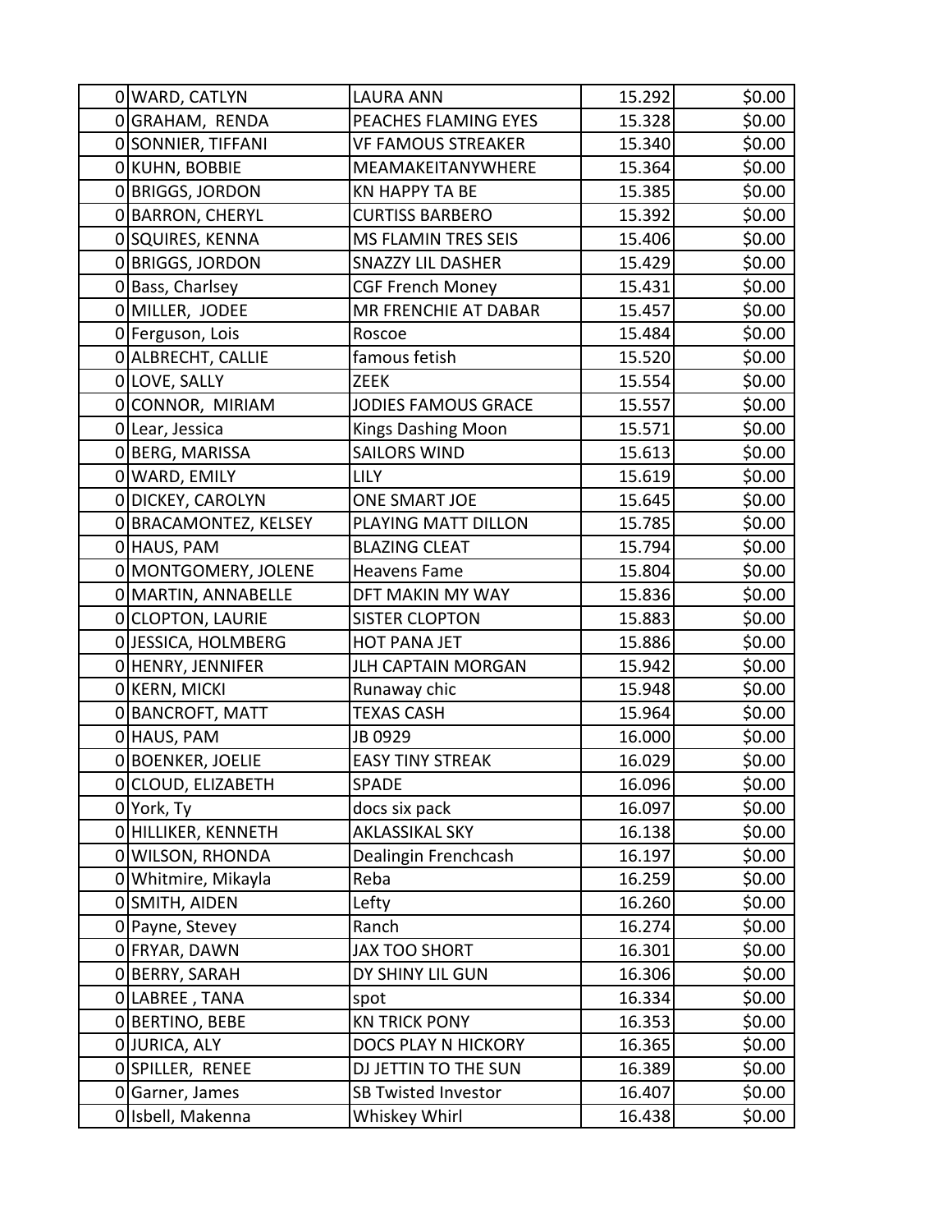| | | | | |
|---|---|---|---|---|
| 0 | WARD, CATLYN | LAURA ANN | 15.292 | $0.00 |
| 0 | GRAHAM, RENDA | PEACHES FLAMING EYES | 15.328 | $0.00 |
| 0 | SONNIER, TIFFANI | VF FAMOUS STREAKER | 15.340 | $0.00 |
| 0 | KUHN, BOBBIE | MEAMAKEITANYWHERE | 15.364 | $0.00 |
| 0 | BRIGGS, JORDON | KN HAPPY TA BE | 15.385 | $0.00 |
| 0 | BARRON, CHERYL | CURTISS BARBERO | 15.392 | $0.00 |
| 0 | SQUIRES, KENNA | MS FLAMIN TRES SEIS | 15.406 | $0.00 |
| 0 | BRIGGS, JORDON | SNAZZY LIL DASHER | 15.429 | $0.00 |
| 0 | Bass, Charlsey | CGF French Money | 15.431 | $0.00 |
| 0 | MILLER, JODEE | MR FRENCHIE AT DABAR | 15.457 | $0.00 |
| 0 | Ferguson, Lois | Roscoe | 15.484 | $0.00 |
| 0 | ALBRECHT, CALLIE | famous fetish | 15.520 | $0.00 |
| 0 | LOVE, SALLY | ZEEK | 15.554 | $0.00 |
| 0 | CONNOR, MIRIAM | JODIES FAMOUS GRACE | 15.557 | $0.00 |
| 0 | Lear, Jessica | Kings Dashing Moon | 15.571 | $0.00 |
| 0 | BERG, MARISSA | SAILORS WIND | 15.613 | $0.00 |
| 0 | WARD, EMILY | LILY | 15.619 | $0.00 |
| 0 | DICKEY, CAROLYN | ONE SMART JOE | 15.645 | $0.00 |
| 0 | BRACAMONTEZ, KELSEY | PLAYING MATT DILLON | 15.785 | $0.00 |
| 0 | HAUS, PAM | BLAZING CLEAT | 15.794 | $0.00 |
| 0 | MONTGOMERY, JOLENE | Heavens Fame | 15.804 | $0.00 |
| 0 | MARTIN, ANNABELLE | DFT MAKIN MY WAY | 15.836 | $0.00 |
| 0 | CLOPTON, LAURIE | SISTER CLOPTON | 15.883 | $0.00 |
| 0 | JESSICA, HOLMBERG | HOT PANA JET | 15.886 | $0.00 |
| 0 | HENRY, JENNIFER | JLH CAPTAIN MORGAN | 15.942 | $0.00 |
| 0 | KERN, MICKI | Runaway chic | 15.948 | $0.00 |
| 0 | BANCROFT, MATT | TEXAS CASH | 15.964 | $0.00 |
| 0 | HAUS, PAM | JB 0929 | 16.000 | $0.00 |
| 0 | BOENKER, JOELIE | EASY TINY STREAK | 16.029 | $0.00 |
| 0 | CLOUD, ELIZABETH | SPADE | 16.096 | $0.00 |
| 0 | York, Ty | docs six pack | 16.097 | $0.00 |
| 0 | HILLIKER, KENNETH | AKLASSIKAL SKY | 16.138 | $0.00 |
| 0 | WILSON, RHONDA | Dealingin Frenchcash | 16.197 | $0.00 |
| 0 | Whitmire, Mikayla | Reba | 16.259 | $0.00 |
| 0 | SMITH, AIDEN | Lefty | 16.260 | $0.00 |
| 0 | Payne, Stevey | Ranch | 16.274 | $0.00 |
| 0 | FRYAR, DAWN | JAX TOO SHORT | 16.301 | $0.00 |
| 0 | BERRY, SARAH | DY SHINY LIL GUN | 16.306 | $0.00 |
| 0 | LABREE , TANA | spot | 16.334 | $0.00 |
| 0 | BERTINO, BEBE | KN TRICK PONY | 16.353 | $0.00 |
| 0 | JURICA, ALY | DOCS PLAY N HICKORY | 16.365 | $0.00 |
| 0 | SPILLER, RENEE | DJ JETTIN TO THE SUN | 16.389 | $0.00 |
| 0 | Garner, James | SB Twisted Investor | 16.407 | $0.00 |
| 0 | Isbell, Makenna | Whiskey Whirl | 16.438 | $0.00 |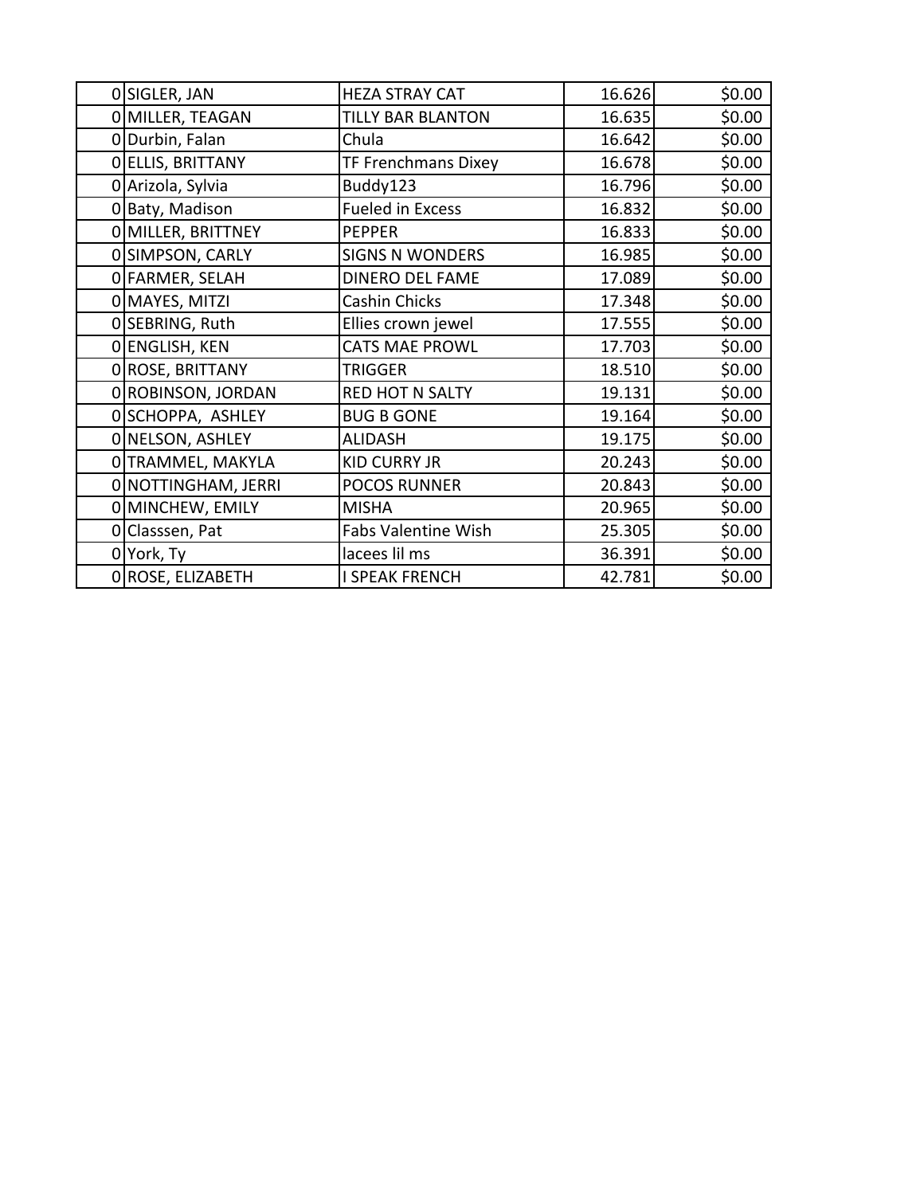| | | | | |
|---|---|---|---|---|
| 0 | SIGLER, JAN | HEZA STRAY CAT | 16.626 | $0.00 |
| 0 | MILLER, TEAGAN | TILLY BAR BLANTON | 16.635 | $0.00 |
| 0 | Durbin, Falan | Chula | 16.642 | $0.00 |
| 0 | ELLIS, BRITTANY | TF Frenchmans Dixey | 16.678 | $0.00 |
| 0 | Arizola, Sylvia | Buddy123 | 16.796 | $0.00 |
| 0 | Baty, Madison | Fueled in Excess | 16.832 | $0.00 |
| 0 | MILLER, BRITTNEY | PEPPER | 16.833 | $0.00 |
| 0 | SIMPSON, CARLY | SIGNS N WONDERS | 16.985 | $0.00 |
| 0 | FARMER, SELAH | DINERO DEL FAME | 17.089 | $0.00 |
| 0 | MAYES, MITZI | Cashin Chicks | 17.348 | $0.00 |
| 0 | SEBRING, Ruth | Ellies crown jewel | 17.555 | $0.00 |
| 0 | ENGLISH, KEN | CATS MAE PROWL | 17.703 | $0.00 |
| 0 | ROSE, BRITTANY | TRIGGER | 18.510 | $0.00 |
| 0 | ROBINSON, JORDAN | RED HOT N SALTY | 19.131 | $0.00 |
| 0 | SCHOPPA, ASHLEY | BUG B GONE | 19.164 | $0.00 |
| 0 | NELSON, ASHLEY | ALIDASH | 19.175 | $0.00 |
| 0 | TRAMMEL, MAKYLA | KID CURRY JR | 20.243 | $0.00 |
| 0 | NOTTINGHAM, JERRI | POCOS RUNNER | 20.843 | $0.00 |
| 0 | MINCHEW, EMILY | MISHA | 20.965 | $0.00 |
| 0 | Classsen, Pat | Fabs Valentine Wish | 25.305 | $0.00 |
| 0 | York, Ty | lacees lil ms | 36.391 | $0.00 |
| 0 | ROSE, ELIZABETH | I SPEAK FRENCH | 42.781 | $0.00 |